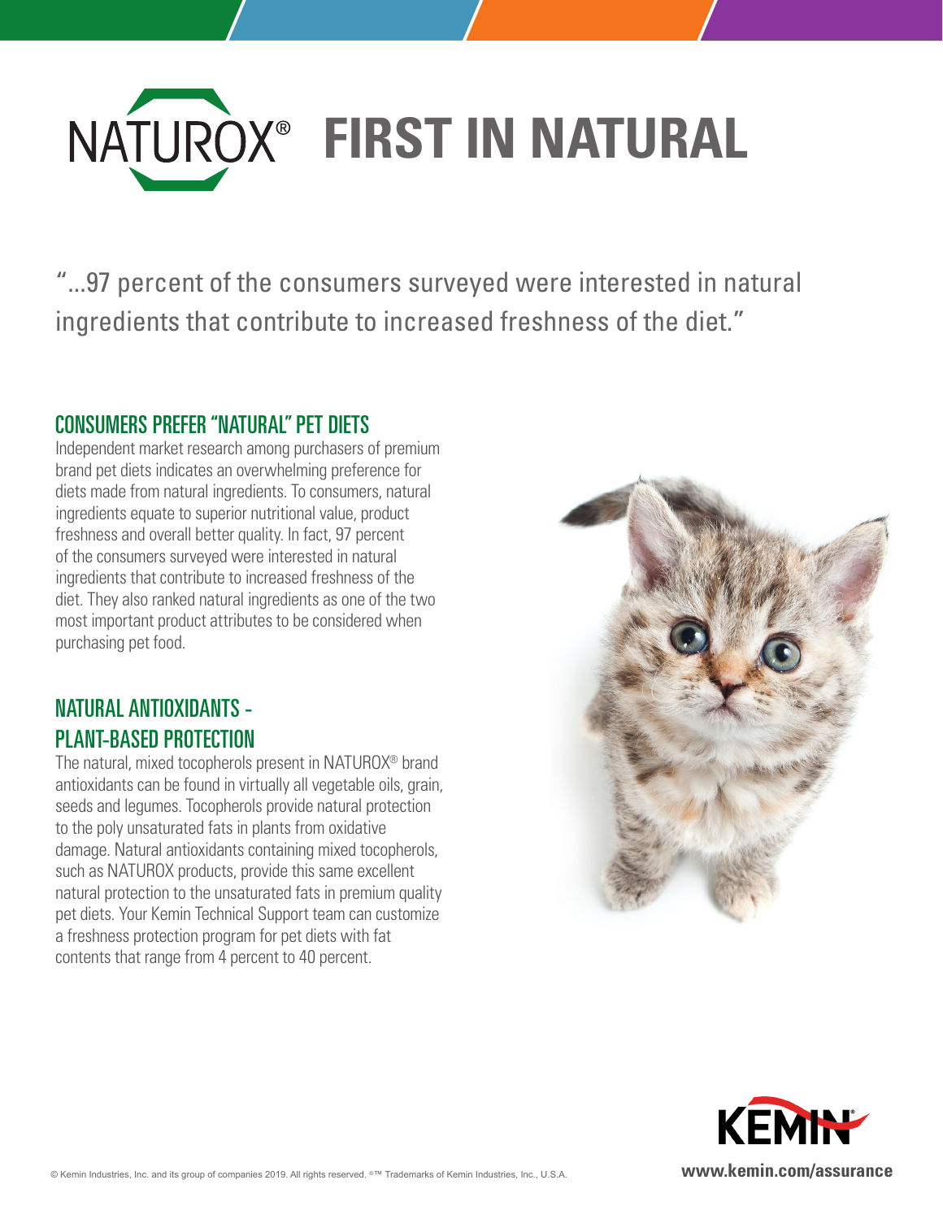# NATUROX® FIRST IN NATURAL

"...97 percent of the consumers surveyed were interested in natural ingredients that contribute to increased freshness of the diet."

## CONSUMERS PREFER "NATURAL" PET DIETS

Independent market research among purchasers of premium brand pet diets indicates an overwhelming preference for diets made from natural ingredients. To consumers, natural ingredients equate to superior nutritional value, product freshness and overall better quality. In fact, 97 percent of the consumers surveyed were interested in natural ingredients that contribute to increased freshness of the diet. They also ranked natural ingredients as one of the two most important product attributes to be considered when purchasing pet food.

## NATURAL ANTIOXIDANTS - PLANT-BASED PROTECTION

The natural, mixed tocopherols present in NATUROX® brand antioxidants can be found in virtually all vegetable oils, grain, seeds and legumes. Tocopherols provide natural protection to the poly unsaturated fats in plants from oxidative damage. Natural antioxidants containing mixed tocopherols, such as NATUROX products, provide this same excellent natural protection to the unsaturated fats in premium quality pet diets. Your Kemin Technical Support team can customize a freshness protection program for pet diets with fat contents that range from 4 percent to 40 percent.

KEMIN®

© Kemin Industries, Inc. and its group of companies 2019. All rights reserved. ®™ Trademarks of Kemin Industries, Inc., U.S.A.

**www.kemin.com/assurance**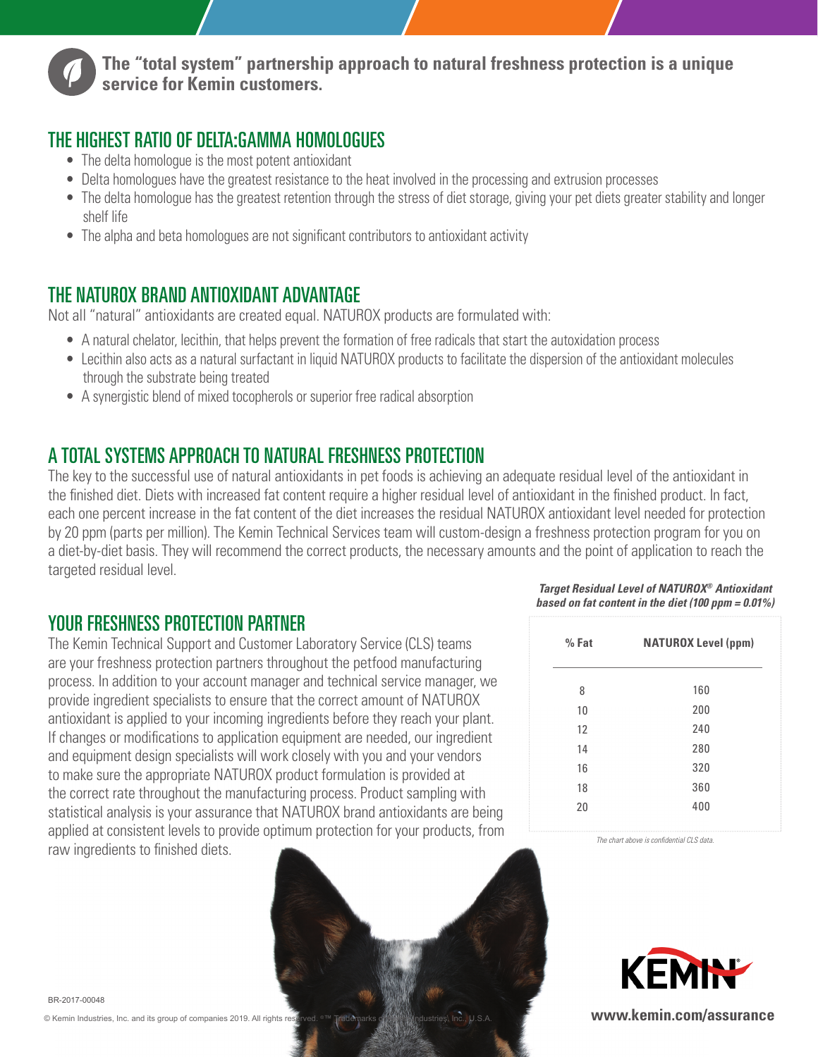**The "total system" partnership approach to natural freshness protection is a unique service for Kemin customers.**

## THE HIGHEST RATIO OF DELTA:GAMMA HOMOLOGUES

- The delta homologue is the most potent antioxidant
- Delta homologues have the greatest resistance to the heat involved in the processing and extrusion processes
- The delta homologue has the greatest retention through the stress of diet storage, giving your pet diets greater stability and longer shelf life
- The alpha and beta homologues are not significant contributors to antioxidant activity

## THE NATUROX BRAND ANTIOXIDANT ADVANTAGE

Not all "natural" antioxidants are created equal. NATUROX products are formulated with:

- A natural chelator, lecithin, that helps prevent the formation of free radicals that start the autoxidation process
- Lecithin also acts as a natural surfactant in liquid NATUROX products to facilitate the dispersion of the antioxidant molecules through the substrate being treated
- A synergistic blend of mixed tocopherols or superior free radical absorption

## A TOTAL SYSTEMS APPROACH TO NATURAL FRESHNESS PROTECTION

The key to the successful use of natural antioxidants in pet foods is achieving an adequate residual level of the antioxidant in the finished diet. Diets with increased fat content require a higher residual level of antioxidant in the finished product. In fact, each one percent increase in the fat content of the diet increases the residual NATUROX antioxidant level needed for protection by 20 ppm (parts per million). The Kemin Technical Services team will custom-design a freshness protection program for you on a diet-by-diet basis. They will recommend the correct products, the necessary amounts and the point of application to reach the targeted residual level.

## YOUR FRESHNESS PROTECTION PARTNER

The Kemin Technical Support and Customer Laboratory Service (CLS) teams are your freshness protection partners throughout the petfood manufacturing process. In addition to your account manager and technical service manager, we provide ingredient specialists to ensure that the correct amount of NATUROX antioxidant is applied to your incoming ingredients before they reach your plant. If changes or modifications to application equipment are needed, our ingredient and equipment design specialists will work closely with you and your vendors to make sure the appropriate NATUROX product formulation is provided at the correct rate throughout the manufacturing process. Product sampling with statistical analysis is your assurance that NATUROX brand antioxidants are being applied at consistent levels to provide optimum protection for your products, from raw ingredients to finished diets.

***Target Residual Level of NATUROX® Antioxidant based on fat content in the diet (100 ppm = 0.01%)***

| % Fat | NATUROX Level (ppm) |
|---|---|
| 8 | 160 |
| 10 | 200 |
| 12 | 240 |
| 14 | 280 |
| 16 | 320 |
| 18 | 360 |
| 20 | 400 |

*The chart above is confidential CLS data.*

BR-2017-00048

© Kemin Industries, Inc. and its group of companies 2019. All rights reserved. ®™ Trademarks of Kemin Industries, Inc., U.S.A.

KEMIN®

**www.kemin.com/assurance**